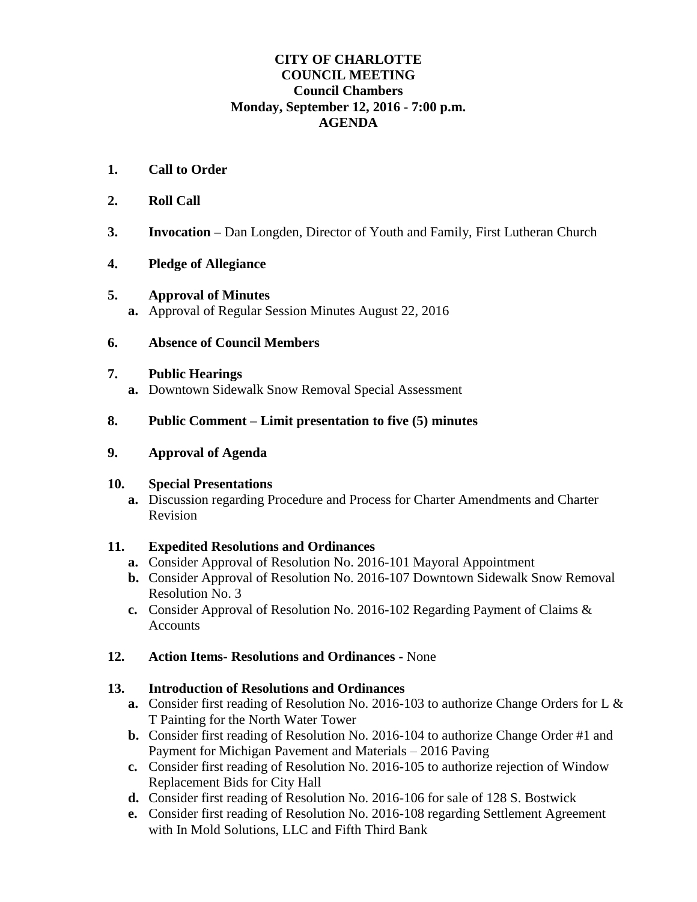# CITY OF CHARLOTTE
## COUNCIL MEETING
### Council Chambers
### Monday, September 12, 2016 - 7:00 p.m.
### AGENDA

1. **Call to Order**

2. **Roll Call**

3. **Invocation –** Dan Longden, Director of Youth and Family, First Lutheran Church

4. **Pledge of Allegiance**

5. **Approval of Minutes**
   - **a.** Approval of Regular Session Minutes August 22, 2016

6. **Absence of Council Members**

7. **Public Hearings**
   - **a.** Downtown Sidewalk Snow Removal Special Assessment

8. **Public Comment – Limit presentation to five (5) minutes**

9. **Approval of Agenda**

10. **Special Presentations**
    - **a.** Discussion regarding Procedure and Process for Charter Amendments and Charter Revision

11. **Expedited Resolutions and Ordinances**
    - **a.** Consider Approval of Resolution No. 2016-101 Mayoral Appointment
    - **b.** Consider Approval of Resolution No. 2016-107 Downtown Sidewalk Snow Removal Resolution No. 3
    - **c.** Consider Approval of Resolution No. 2016-102 Regarding Payment of Claims & Accounts

12. **Action Items- Resolutions and Ordinances -** None

13. **Introduction of Resolutions and Ordinances**
    - **a.** Consider first reading of Resolution No. 2016-103 to authorize Change Orders for L & T Painting for the North Water Tower
    - **b.** Consider first reading of Resolution No. 2016-104 to authorize Change Order #1 and Payment for Michigan Pavement and Materials – 2016 Paving
    - **c.** Consider first reading of Resolution No. 2016-105 to authorize rejection of Window Replacement Bids for City Hall
    - **d.** Consider first reading of Resolution No. 2016-106 for sale of 128 S. Bostwick
    - **e.** Consider first reading of Resolution No. 2016-108 regarding Settlement Agreement with In Mold Solutions, LLC and Fifth Third Bank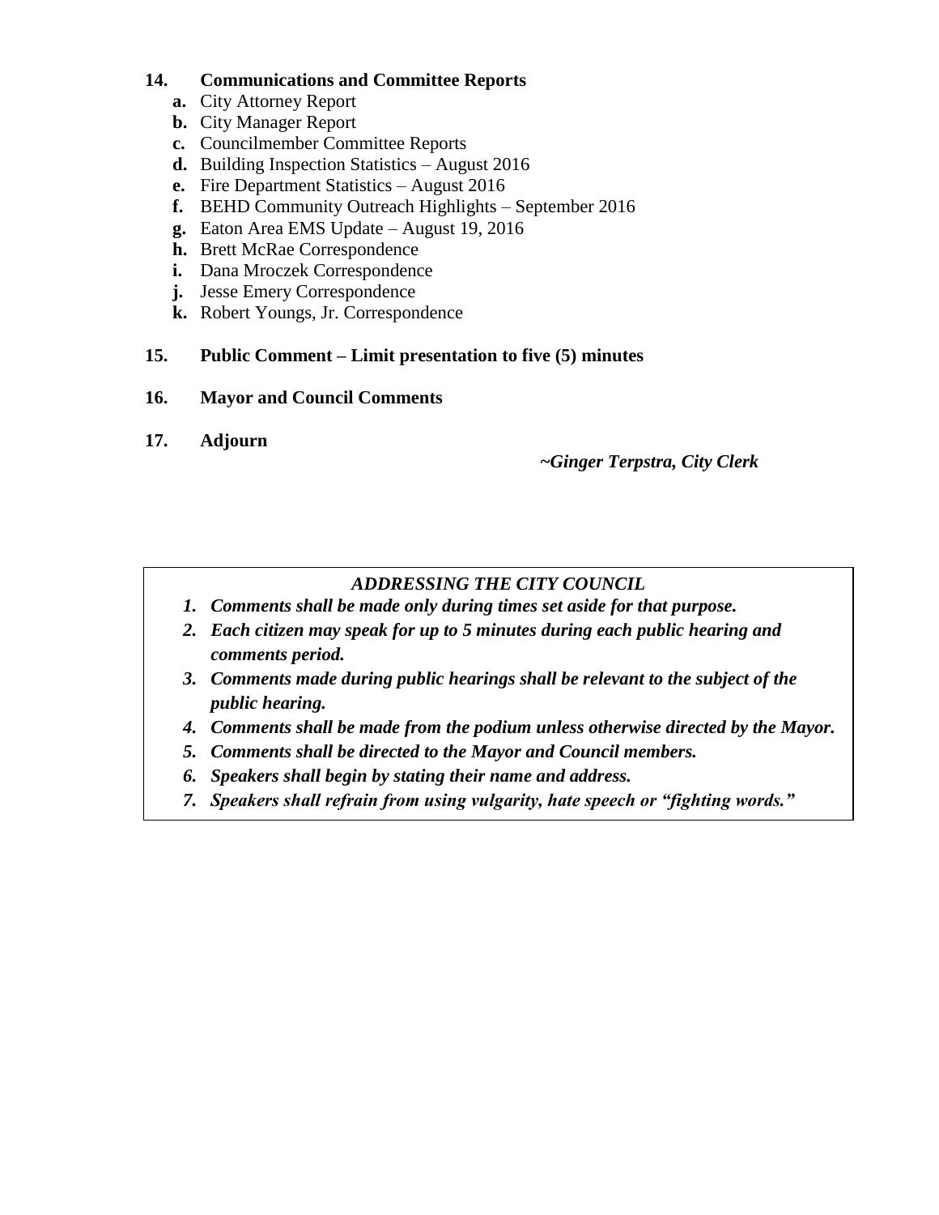**14. Communications and Committee Reports**

- **a.** City Attorney Report
- **b.** City Manager Report
- **c.** Councilmember Committee Reports
- **d.** Building Inspection Statistics – August 2016
- **e.** Fire Department Statistics – August 2016
- **f.** BEHD Community Outreach Highlights – September 2016
- **g.** Eaton Area EMS Update – August 19, 2016
- **h.** Brett McRae Correspondence
- **i.** Dana Mroczek Correspondence
- **j.** Jesse Emery Correspondence
- **k.** Robert Youngs, Jr. Correspondence

**15. Public Comment – Limit presentation to five (5) minutes**

**16. Mayor and Council Comments**

**17. Adjourn**

***~Ginger Terpstra, City Clerk***

***ADDRESSING THE CITY COUNCIL***

1. ***Comments shall be made only during times set aside for that purpose.***
2. ***Each citizen may speak for up to 5 minutes during each public hearing and comments period.***
3. ***Comments made during public hearings shall be relevant to the subject of the public hearing.***
4. ***Comments shall be made from the podium unless otherwise directed by the Mayor.***
5. ***Comments shall be directed to the Mayor and Council members.***
6. ***Speakers shall begin by stating their name and address.***
7. ***Speakers shall refrain from using vulgarity, hate speech or "fighting words."***